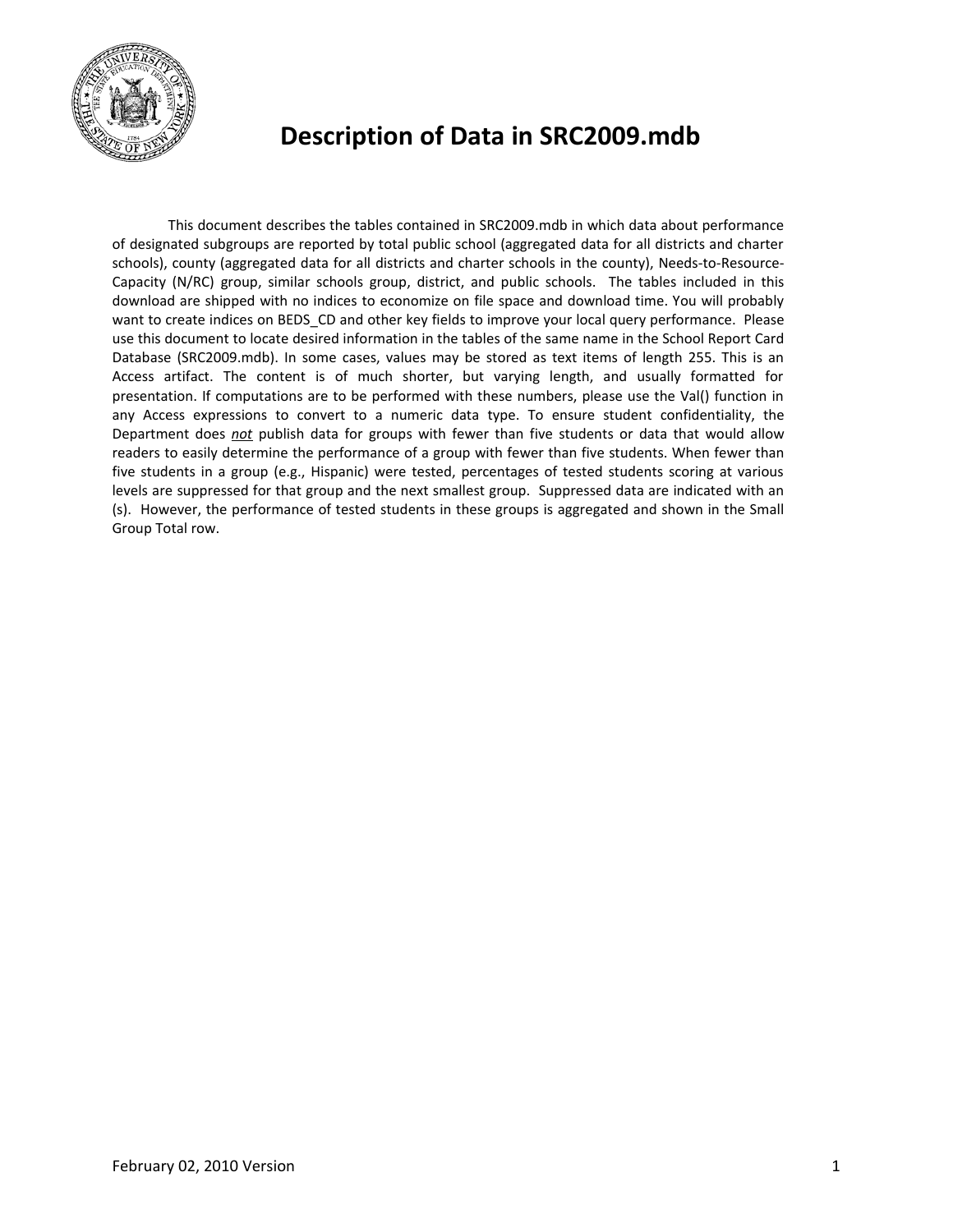# Description of Data in SRC2009.mdb

This document describes the tables contained in SRC2009.mdb in which data about performance of designated subgroups are reported by total public school (aggregated data for all districts and charter schools), county (aggregated data for all districts and charter schools in the county), Needs-to-Resource-Capacity (N/RC) group, similar schools group, district, and public schools. The tables included in this download are shipped with no indices to economize on file space and download time. You will probably want to create indices on BEDS_CD and other key fields to improve your local query performance. Please use this document to locate desired information in the tables of the same name in the School Report Card Database (SRC2009.mdb). In some cases, values may be stored as text items of length 255. This is an Access artifact. The content is of much shorter, but varying length, and usually formatted for presentation. If computations are to be performed with these numbers, please use the Val() function in any Access expressions to convert to a numeric data type. To ensure student confidentiality, the Department does ***not*** publish data for groups with fewer than five students or data that would allow readers to easily determine the performance of a group with fewer than five students. When fewer than five students in a group (e.g., Hispanic) were tested, percentages of tested students scoring at various levels are suppressed for that group and the next smallest group. Suppressed data are indicated with an (s). However, the performance of tested students in these groups is aggregated and shown in the Small Group Total row.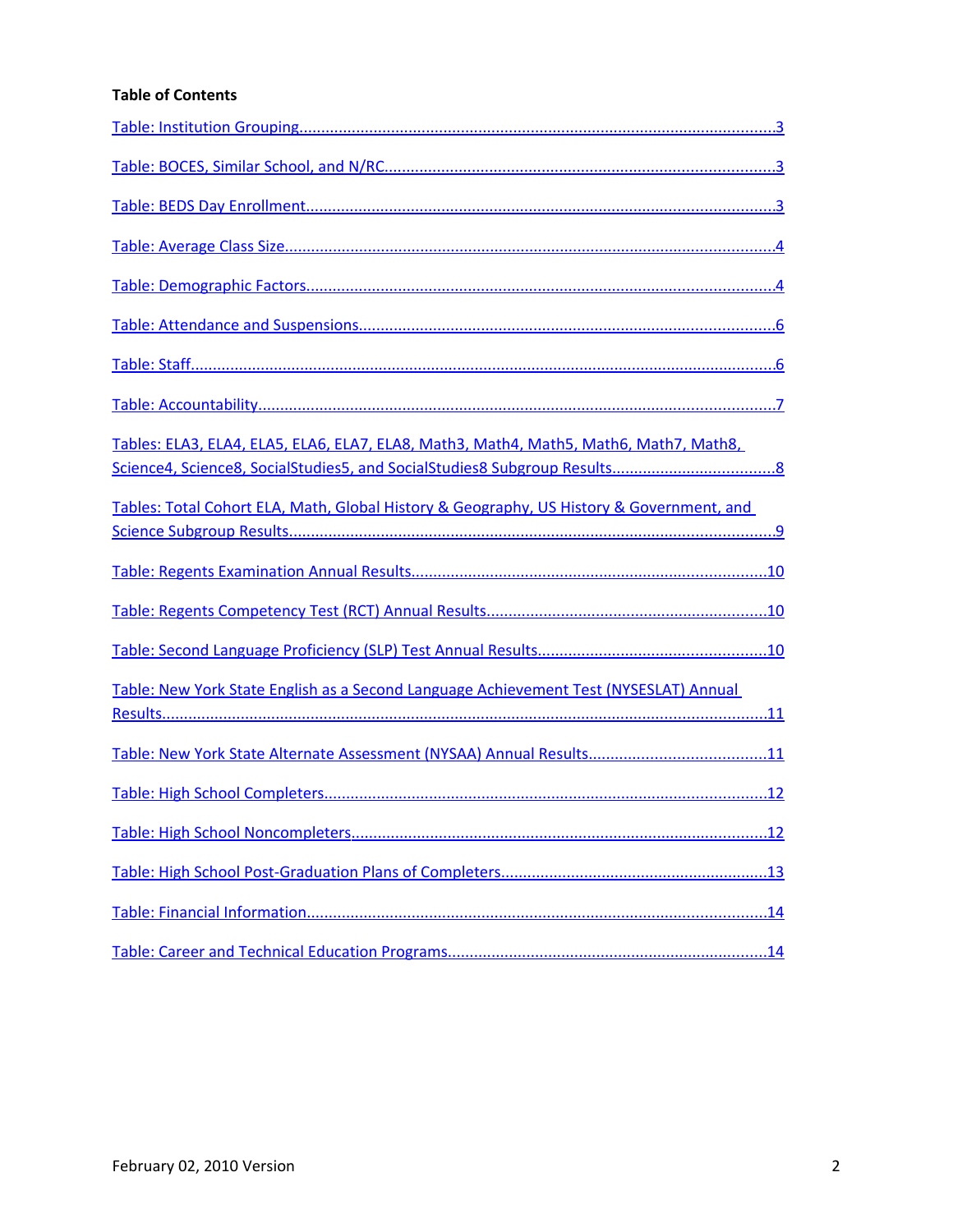**Table of Contents**

Table: Institution Grouping....................................................................................................3

Table: BOCES, Similar School, and N/RC...............................................................................3

Table: BEDS Day Enrollment..................................................................................................3

Table: Average Class Size........................................................................................................4

Table: Demographic Factors....................................................................................................4

Table: Attendance and Suspensions........................................................................................6

Table: Staff..............................................................................................................................6

Table: Accountability...............................................................................................................7

Tables: ELA3, ELA4, ELA5, ELA6, ELA7, ELA8, Math3, Math4, Math5, Math6, Math7, Math8, Science4, Science8, SocialStudies5, and SocialStudies8 Subgroup Results....................................8

Tables: Total Cohort ELA, Math, Global History & Geography, US History & Government, and Science Subgroup Results........................................................................................................9

Table: Regents Examination Annual Results..........................................................................10

Table: Regents Competency Test (RCT) Annual Results.........................................................10

Table: Second Language Proficiency (SLP) Test Annual Results..............................................10

Table: New York State English as a Second Language Achievement Test (NYSESLAT) Annual Results..................................................................................................................................11

Table: New York State Alternate Assessment (NYSAA) Annual Results..................................11

Table: High School Completers...............................................................................................12

Table: High School Noncompleters.........................................................................................12

Table: High School Post-Graduation Plans of Completers......................................................13

Table: Financial Information...................................................................................................14

Table: Career and Technical Education Programs..................................................................14

February 02, 2010 Version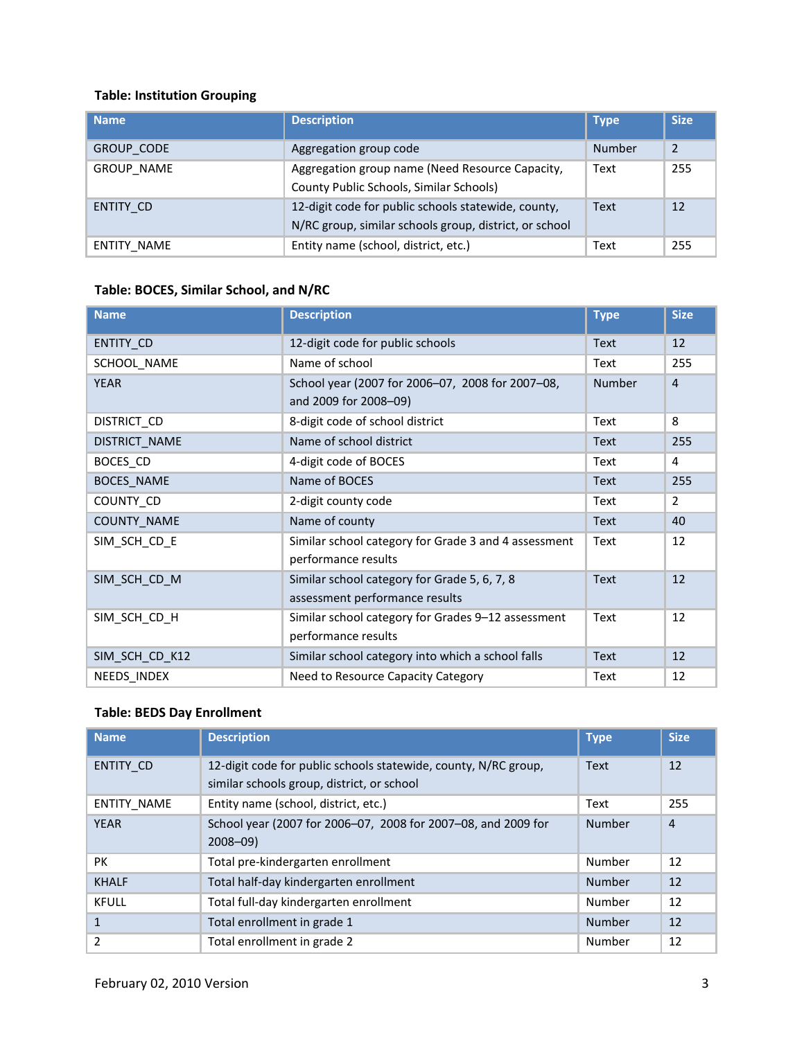**Table: Institution Grouping**

| Name | Description | Type | Size |
|---|---|---|---|
| GROUP_CODE | Aggregation group code | Number | 2 |
| GROUP_NAME | Aggregation group name (Need Resource Capacity, County Public Schools, Similar Schools) | Text | 255 |
| ENTITY_CD | 12-digit code for public schools statewide, county, N/RC group, similar schools group, district, or school | Text | 12 |
| ENTITY_NAME | Entity name (school, district, etc.) | Text | 255 |

**Table: BOCES, Similar School, and N/RC**

| Name | Description | Type | Size |
|---|---|---|---|
| ENTITY_CD | 12-digit code for public schools | Text | 12 |
| SCHOOL_NAME | Name of school | Text | 255 |
| YEAR | School year (2007 for 2006–07, 2008 for 2007–08, and 2009 for 2008–09) | Number | 4 |
| DISTRICT_CD | 8-digit code of school district | Text | 8 |
| DISTRICT_NAME | Name of school district | Text | 255 |
| BOCES_CD | 4-digit code of BOCES | Text | 4 |
| BOCES_NAME | Name of BOCES | Text | 255 |
| COUNTY_CD | 2-digit county code | Text | 2 |
| COUNTY_NAME | Name of county | Text | 40 |
| SIM_SCH_CD_E | Similar school category for Grade 3 and 4 assessment performance results | Text | 12 |
| SIM_SCH_CD_M | Similar school category for Grade 5, 6, 7, 8 assessment performance results | Text | 12 |
| SIM_SCH_CD_H | Similar school category for Grades 9–12 assessment performance results | Text | 12 |
| SIM_SCH_CD_K12 | Similar school category into which a school falls | Text | 12 |
| NEEDS_INDEX | Need to Resource Capacity Category | Text | 12 |

**Table: BEDS Day Enrollment**

| Name | Description | Type | Size |
|---|---|---|---|
| ENTITY_CD | 12-digit code for public schools statewide, county, N/RC group, similar schools group, district, or school | Text | 12 |
| ENTITY_NAME | Entity name (school, district, etc.) | Text | 255 |
| YEAR | School year (2007 for 2006–07, 2008 for 2007–08, and 2009 for 2008–09) | Number | 4 |
| PK | Total pre-kindergarten enrollment | Number | 12 |
| KHALF | Total half-day kindergarten enrollment | Number | 12 |
| KFULL | Total full-day kindergarten enrollment | Number | 12 |
| 1 | Total enrollment in grade 1 | Number | 12 |
| 2 | Total enrollment in grade 2 | Number | 12 |

February 02, 2010 Version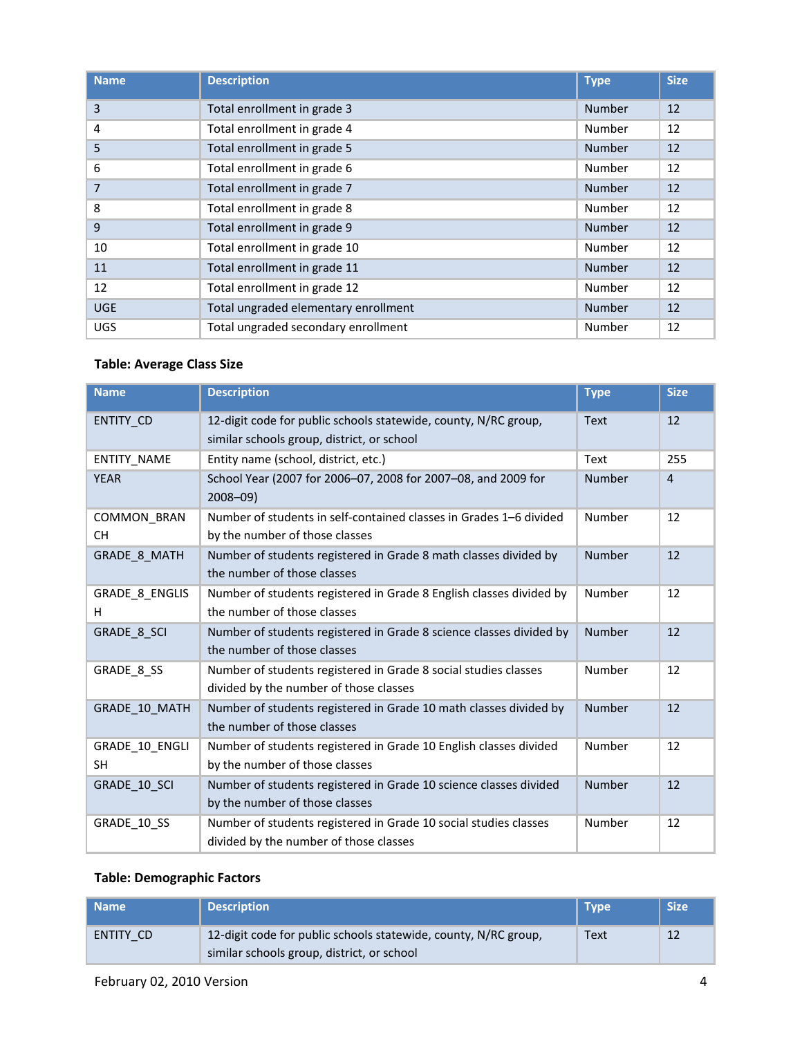| Name | Description | Type | Size |
|---|---|---|---|
| 3 | Total enrollment in grade 3 | Number | 12 |
| 4 | Total enrollment in grade 4 | Number | 12 |
| 5 | Total enrollment in grade 5 | Number | 12 |
| 6 | Total enrollment in grade 6 | Number | 12 |
| 7 | Total enrollment in grade 7 | Number | 12 |
| 8 | Total enrollment in grade 8 | Number | 12 |
| 9 | Total enrollment in grade 9 | Number | 12 |
| 10 | Total enrollment in grade 10 | Number | 12 |
| 11 | Total enrollment in grade 11 | Number | 12 |
| 12 | Total enrollment in grade 12 | Number | 12 |
| UGE | Total ungraded elementary enrollment | Number | 12 |
| UGS | Total ungraded secondary enrollment | Number | 12 |

**Table: Average Class Size**

| Name | Description | Type | Size |
|---|---|---|---|
| ENTITY_CD | 12-digit code for public schools statewide, county, N/RC group, similar schools group, district, or school | Text | 12 |
| ENTITY_NAME | Entity name (school, district, etc.) | Text | 255 |
| YEAR | School Year (2007 for 2006–07, 2008 for 2007–08, and 2009 for 2008–09) | Number | 4 |
| COMMON_BRANCH | Number of students in self-contained classes in Grades 1–6 divided by the number of those classes | Number | 12 |
| GRADE_8_MATH | Number of students registered in Grade 8 math classes divided by the number of those classes | Number | 12 |
| GRADE_8_ENGLISH | Number of students registered in Grade 8 English classes divided by the number of those classes | Number | 12 |
| GRADE_8_SCI | Number of students registered in Grade 8 science classes divided by the number of those classes | Number | 12 |
| GRADE_8_SS | Number of students registered in Grade 8 social studies classes divided by the number of those classes | Number | 12 |
| GRADE_10_MATH | Number of students registered in Grade 10 math classes divided by the number of those classes | Number | 12 |
| GRADE_10_ENGLISH | Number of students registered in Grade 10 English classes divided by the number of those classes | Number | 12 |
| GRADE_10_SCI | Number of students registered in Grade 10 science classes divided by the number of those classes | Number | 12 |
| GRADE_10_SS | Number of students registered in Grade 10 social studies classes divided by the number of those classes | Number | 12 |

**Table: Demographic Factors**

| Name | Description | Type | Size |
|---|---|---|---|
| ENTITY_CD | 12-digit code for public schools statewide, county, N/RC group, similar schools group, district, or school | Text | 12 |

February 02, 2010 Version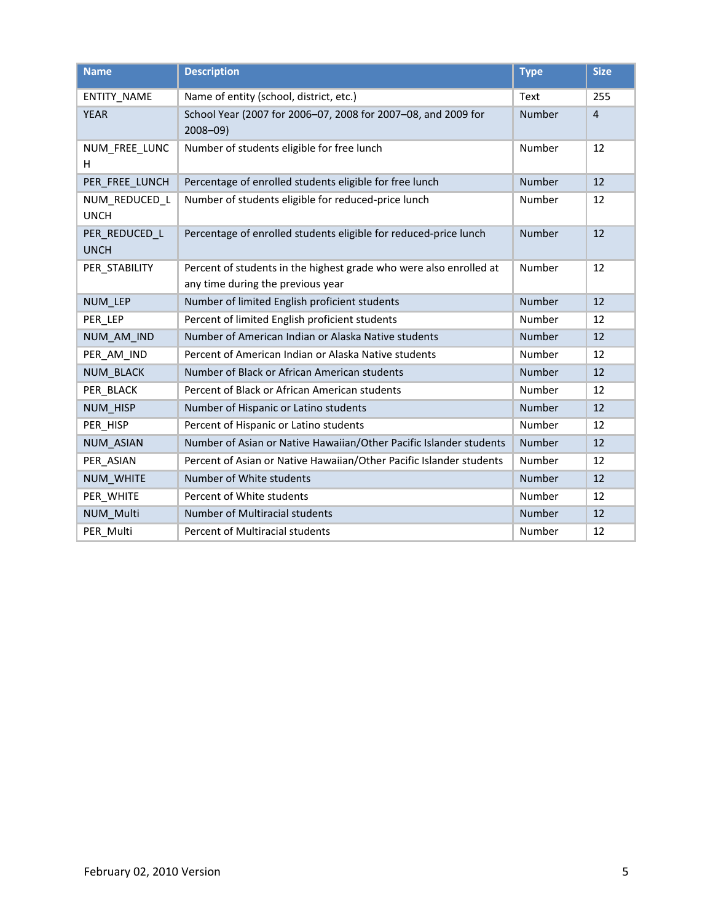| Name | Description | Type | Size |
| --- | --- | --- | --- |
| ENTITY_NAME | Name of entity (school, district, etc.) | Text | 255 |
| YEAR | School Year (2007 for 2006–07, 2008 for 2007–08, and 2009 for 2008–09) | Number | 4 |
| NUM_FREE_LUNCH | Number of students eligible for free lunch | Number | 12 |
| PER_FREE_LUNCH | Percentage of enrolled students eligible for free lunch | Number | 12 |
| NUM_REDUCED_LUNCH | Number of students eligible for reduced-price lunch | Number | 12 |
| PER_REDUCED_LUNCH | Percentage of enrolled students eligible for reduced-price lunch | Number | 12 |
| PER_STABILITY | Percent of students in the highest grade who were also enrolled at any time during the previous year | Number | 12 |
| NUM_LEP | Number of limited English proficient students | Number | 12 |
| PER_LEP | Percent of limited English proficient students | Number | 12 |
| NUM_AM_IND | Number of American Indian or Alaska Native students | Number | 12 |
| PER_AM_IND | Percent of American Indian or Alaska Native students | Number | 12 |
| NUM_BLACK | Number of Black or African American students | Number | 12 |
| PER_BLACK | Percent of Black or African American students | Number | 12 |
| NUM_HISP | Number of Hispanic or Latino students | Number | 12 |
| PER_HISP | Percent of Hispanic or Latino students | Number | 12 |
| NUM_ASIAN | Number of Asian or Native Hawaiian/Other Pacific Islander students | Number | 12 |
| PER_ASIAN | Percent of Asian or Native Hawaiian/Other Pacific Islander students | Number | 12 |
| NUM_WHITE | Number of White students | Number | 12 |
| PER_WHITE | Percent of White students | Number | 12 |
| NUM_Multi | Number of Multiracial students | Number | 12 |
| PER_Multi | Percent of Multiracial students | Number | 12 |

February 02, 2010 Version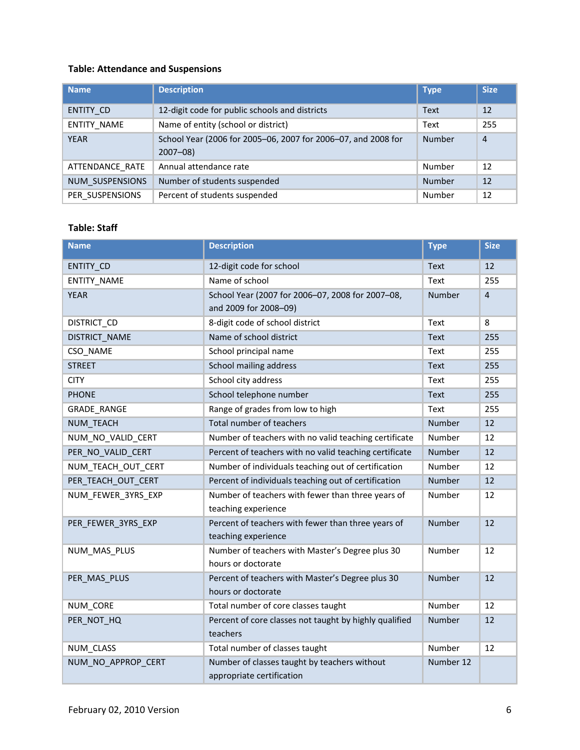**Table: Attendance and Suspensions**

| Name | Description | Type | Size |
|---|---|---|---|
| ENTITY_CD | 12-digit code for public schools and districts | Text | 12 |
| ENTITY_NAME | Name of entity (school or district) | Text | 255 |
| YEAR | School Year (2006 for 2005–06, 2007 for 2006–07, and 2008 for 2007–08) | Number | 4 |
| ATTENDANCE_RATE | Annual attendance rate | Number | 12 |
| NUM_SUSPENSIONS | Number of students suspended | Number | 12 |
| PER_SUSPENSIONS | Percent of students suspended | Number | 12 |

**Table: Staff**

| Name | Description | Type | Size |
|---|---|---|---|
| ENTITY_CD | 12-digit code for school | Text | 12 |
| ENTITY_NAME | Name of school | Text | 255 |
| YEAR | School Year (2007 for 2006–07, 2008 for 2007–08, and 2009 for 2008–09) | Number | 4 |
| DISTRICT_CD | 8-digit code of school district | Text | 8 |
| DISTRICT_NAME | Name of school district | Text | 255 |
| CSO_NAME | School principal name | Text | 255 |
| STREET | School mailing address | Text | 255 |
| CITY | School city address | Text | 255 |
| PHONE | School telephone number | Text | 255 |
| GRADE_RANGE | Range of grades from low to high | Text | 255 |
| NUM_TEACH | Total number of teachers | Number | 12 |
| NUM_NO_VALID_CERT | Number of teachers with no valid teaching certificate | Number | 12 |
| PER_NO_VALID_CERT | Percent of teachers with no valid teaching certificate | Number | 12 |
| NUM_TEACH_OUT_CERT | Number of individuals teaching out of certification | Number | 12 |
| PER_TEACH_OUT_CERT | Percent of individuals teaching out of certification | Number | 12 |
| NUM_FEWER_3YRS_EXP | Number of teachers with fewer than three years of teaching experience | Number | 12 |
| PER_FEWER_3YRS_EXP | Percent of teachers with fewer than three years of teaching experience | Number | 12 |
| NUM_MAS_PLUS | Number of teachers with Master's Degree plus 30 hours or doctorate | Number | 12 |
| PER_MAS_PLUS | Percent of teachers with Master's Degree plus 30 hours or doctorate | Number | 12 |
| NUM_CORE | Total number of core classes taught | Number | 12 |
| PER_NOT_HQ | Percent of core classes not taught by highly qualified teachers | Number | 12 |
| NUM_CLASS | Total number of classes taught | Number | 12 |
| NUM_NO_APPROP_CERT | Number of classes taught by teachers without appropriate certification | Number 12 | |

February 02, 2010 Version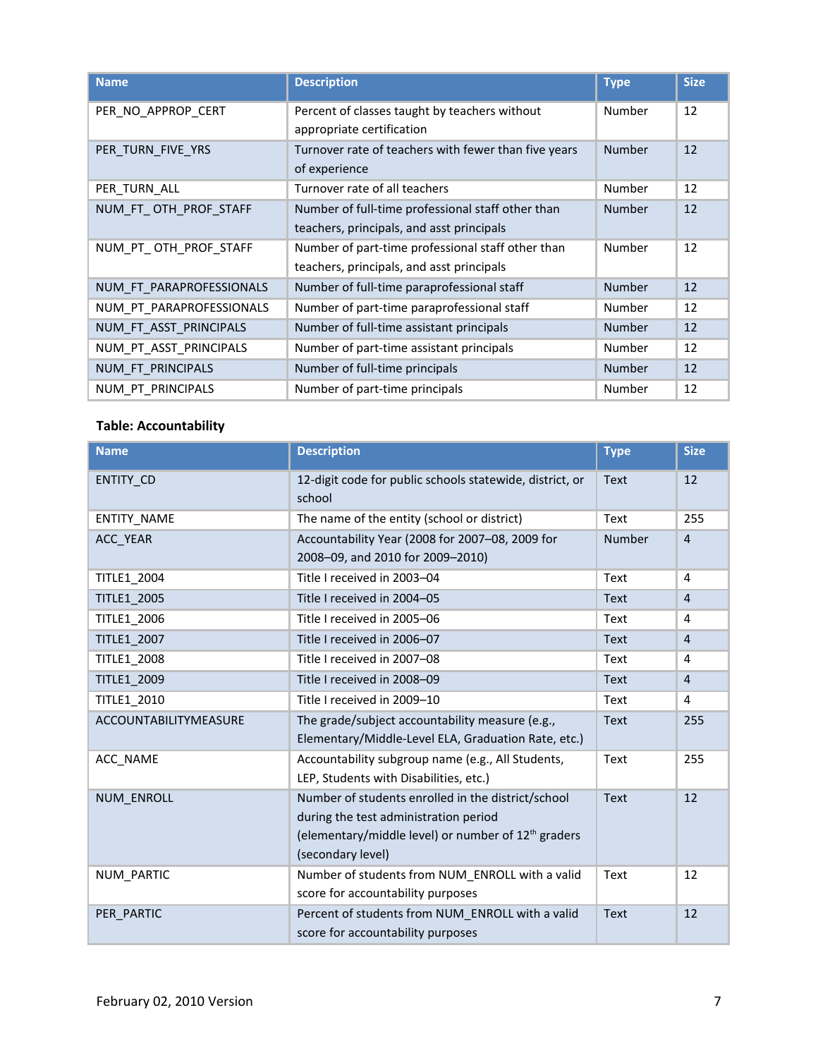| Name | Description | Type | Size |
|---|---|---|---|
| PER_NO_APPROP_CERT | Percent of classes taught by teachers without appropriate certification | Number | 12 |
| PER_TURN_FIVE_YRS | Turnover rate of teachers with fewer than five years of experience | Number | 12 |
| PER_TURN_ALL | Turnover rate of all teachers | Number | 12 |
| NUM_FT_ OTH_PROF_STAFF | Number of full-time professional staff other than teachers, principals, and asst principals | Number | 12 |
| NUM_PT_ OTH_PROF_STAFF | Number of part-time professional staff other than teachers, principals, and asst principals | Number | 12 |
| NUM_FT_PARAPROFESSIONALS | Number of full-time paraprofessional staff | Number | 12 |
| NUM_PT_PARAPROFESSIONALS | Number of part-time paraprofessional staff | Number | 12 |
| NUM_FT_ASST_PRINCIPALS | Number of full-time assistant principals | Number | 12 |
| NUM_PT_ASST_PRINCIPALS | Number of part-time assistant principals | Number | 12 |
| NUM_FT_PRINCIPALS | Number of full-time principals | Number | 12 |
| NUM_PT_PRINCIPALS | Number of part-time principals | Number | 12 |

**Table: Accountability**

| Name | Description | Type | Size |
|---|---|---|---|
| ENTITY_CD | 12-digit code for public schools statewide, district, or school | Text | 12 |
| ENTITY_NAME | The name of the entity (school or district) | Text | 255 |
| ACC_YEAR | Accountability Year (2008 for 2007–08, 2009 for 2008–09, and 2010 for 2009–2010) | Number | 4 |
| TITLE1_2004 | Title I received in 2003–04 | Text | 4 |
| TITLE1_2005 | Title I received in 2004–05 | Text | 4 |
| TITLE1_2006 | Title I received in 2005–06 | Text | 4 |
| TITLE1_2007 | Title I received in 2006–07 | Text | 4 |
| TITLE1_2008 | Title I received in 2007–08 | Text | 4 |
| TITLE1_2009 | Title I received in 2008–09 | Text | 4 |
| TITLE1_2010 | Title I received in 2009–10 | Text | 4 |
| ACCOUNTABILITYMEASURE | The grade/subject accountability measure (e.g., Elementary/Middle-Level ELA, Graduation Rate, etc.) | Text | 255 |
| ACC_NAME | Accountability subgroup name (e.g., All Students, LEP, Students with Disabilities, etc.) | Text | 255 |
| NUM_ENROLL | Number of students enrolled in the district/school during the test administration period (elementary/middle level) or number of 12th graders (secondary level) | Text | 12 |
| NUM_PARTIC | Number of students from NUM_ENROLL with a valid score for accountability purposes | Text | 12 |
| PER_PARTIC | Percent of students from NUM_ENROLL with a valid score for accountability purposes | Text | 12 |

February 02, 2010 Version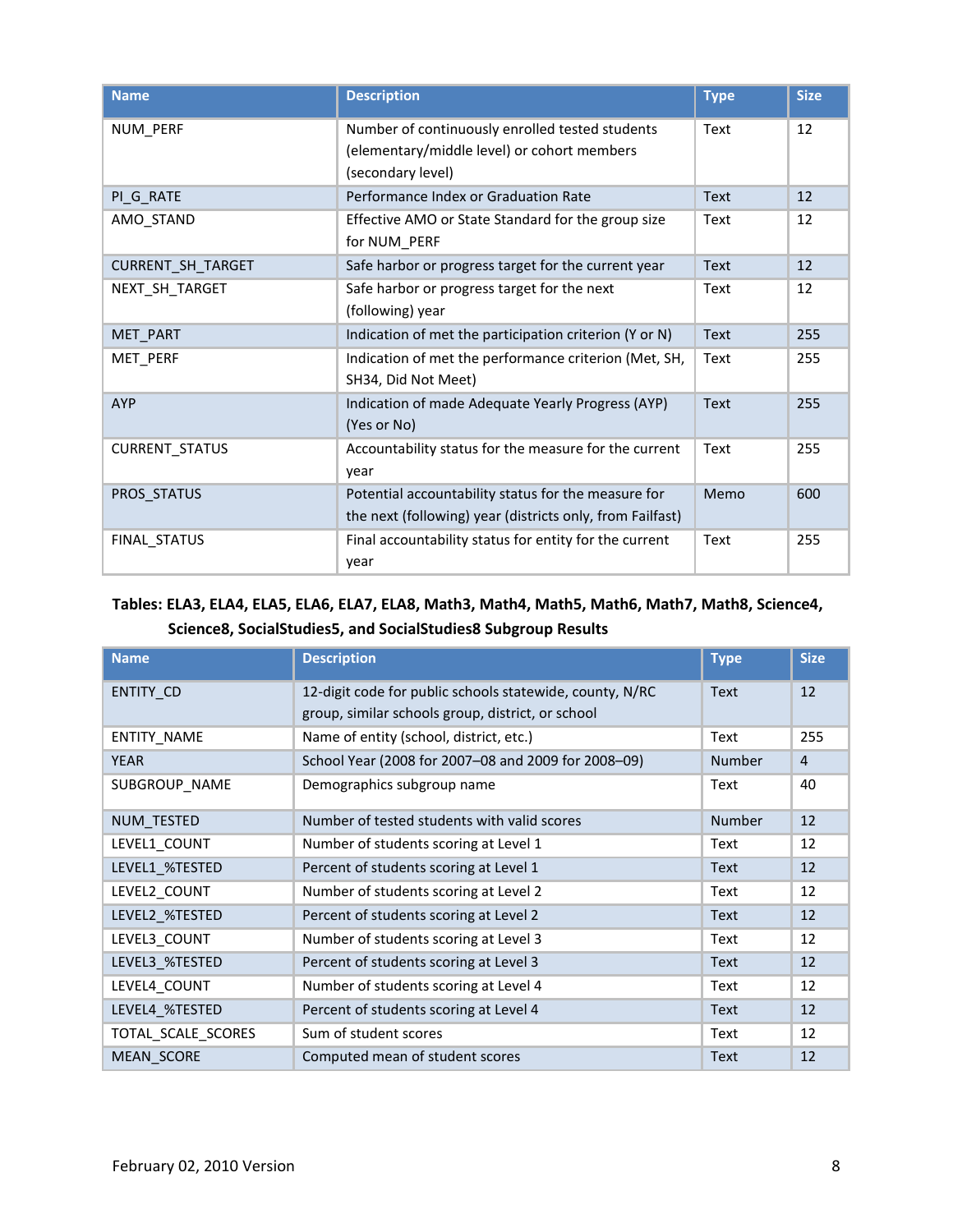| Name | Description | Type | Size |
|---|---|---|---|
| NUM_PERF | Number of continuously enrolled tested students (elementary/middle level) or cohort members (secondary level) | Text | 12 |
| PI_G_RATE | Performance Index or Graduation Rate | Text | 12 |
| AMO_STAND | Effective AMO or State Standard for the group size for NUM_PERF | Text | 12 |
| CURRENT_SH_TARGET | Safe harbor or progress target for the current year | Text | 12 |
| NEXT_SH_TARGET | Safe harbor or progress target for the next (following) year | Text | 12 |
| MET_PART | Indication of met the participation criterion (Y or N) | Text | 255 |
| MET_PERF | Indication of met the performance criterion (Met, SH, SH34, Did Not Meet) | Text | 255 |
| AYP | Indication of made Adequate Yearly Progress (AYP) (Yes or No) | Text | 255 |
| CURRENT_STATUS | Accountability status for the measure for the current year | Text | 255 |
| PROS_STATUS | Potential accountability status for the measure for the next (following) year (districts only, from Failfast) | Memo | 600 |
| FINAL_STATUS | Final accountability status for entity for the current year | Text | 255 |

**Tables: ELA3, ELA4, ELA5, ELA6, ELA7, ELA8, Math3, Math4, Math5, Math6, Math7, Math8, Science4, Science8, SocialStudies5, and SocialStudies8 Subgroup Results**

| Name | Description | Type | Size |
|---|---|---|---|
| ENTITY_CD | 12-digit code for public schools statewide, county, N/RC group, similar schools group, district, or school | Text | 12 |
| ENTITY_NAME | Name of entity (school, district, etc.) | Text | 255 |
| YEAR | School Year (2008 for 2007–08 and 2009 for 2008–09) | Number | 4 |
| SUBGROUP_NAME | Demographics subgroup name | Text | 40 |
| NUM_TESTED | Number of tested students with valid scores | Number | 12 |
| LEVEL1_COUNT | Number of students scoring at Level 1 | Text | 12 |
| LEVEL1_%TESTED | Percent of students scoring at Level 1 | Text | 12 |
| LEVEL2_COUNT | Number of students scoring at Level 2 | Text | 12 |
| LEVEL2_%TESTED | Percent of students scoring at Level 2 | Text | 12 |
| LEVEL3_COUNT | Number of students scoring at Level 3 | Text | 12 |
| LEVEL3_%TESTED | Percent of students scoring at Level 3 | Text | 12 |
| LEVEL4_COUNT | Number of students scoring at Level 4 | Text | 12 |
| LEVEL4_%TESTED | Percent of students scoring at Level 4 | Text | 12 |
| TOTAL_SCALE_SCORES | Sum of student scores | Text | 12 |
| MEAN_SCORE | Computed mean of student scores | Text | 12 |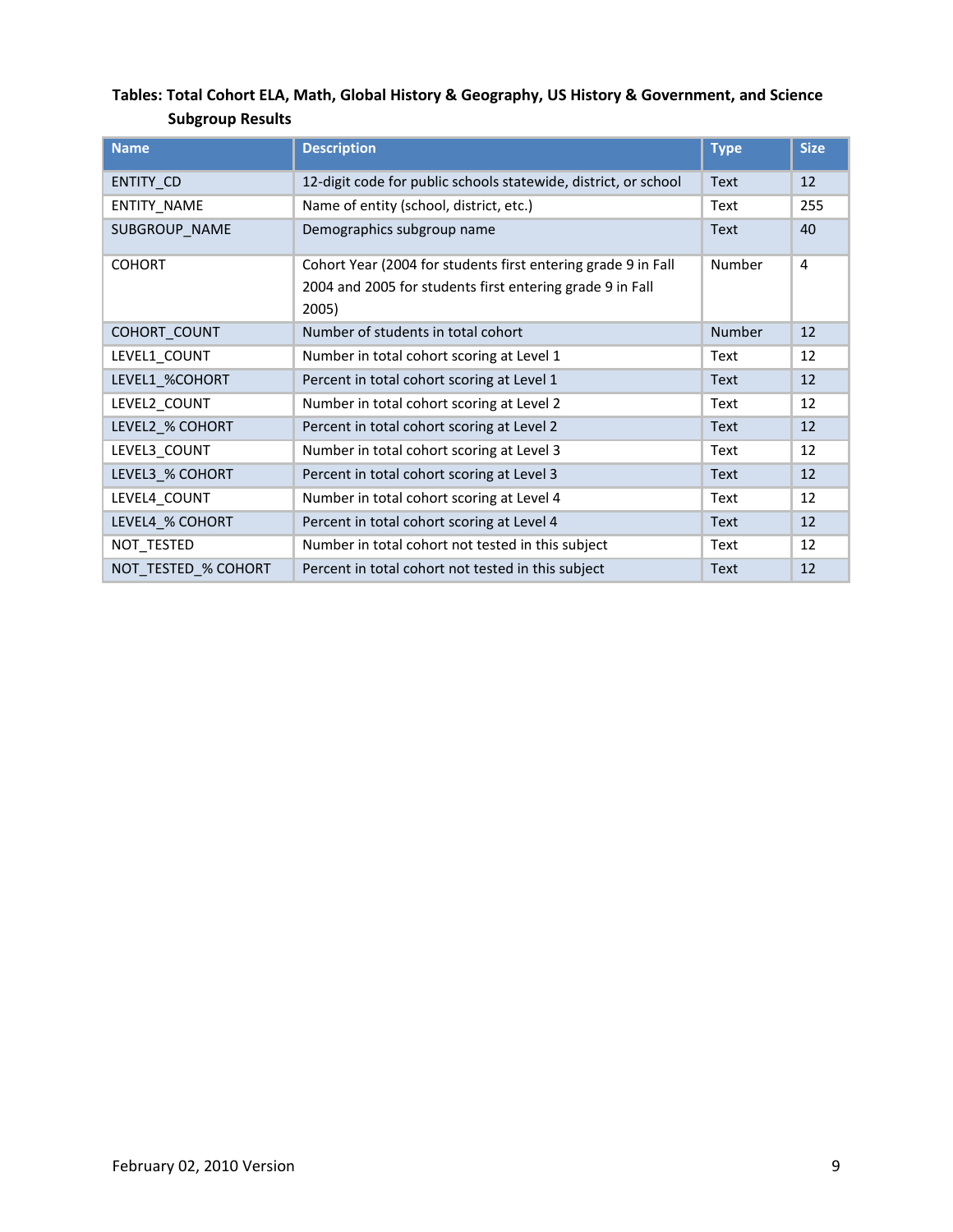**Tables: Total Cohort ELA, Math, Global History & Geography, US History & Government, and Science Subgroup Results**

| Name | Description | Type | Size |
|---|---|---|---|
| ENTITY_CD | 12-digit code for public schools statewide, district, or school | Text | 12 |
| ENTITY_NAME | Name of entity (school, district, etc.) | Text | 255 |
| SUBGROUP_NAME | Demographics subgroup name | Text | 40 |
| COHORT | Cohort Year (2004 for students first entering grade 9 in Fall 2004 and 2005 for students first entering grade 9 in Fall 2005) | Number | 4 |
| COHORT_COUNT | Number of students in total cohort | Number | 12 |
| LEVEL1_COUNT | Number in total cohort scoring at Level 1 | Text | 12 |
| LEVEL1_%COHORT | Percent in total cohort scoring at Level 1 | Text | 12 |
| LEVEL2_COUNT | Number in total cohort scoring at Level 2 | Text | 12 |
| LEVEL2_% COHORT | Percent in total cohort scoring at Level 2 | Text | 12 |
| LEVEL3_COUNT | Number in total cohort scoring at Level 3 | Text | 12 |
| LEVEL3_% COHORT | Percent in total cohort scoring at Level 3 | Text | 12 |
| LEVEL4_COUNT | Number in total cohort scoring at Level 4 | Text | 12 |
| LEVEL4_% COHORT | Percent in total cohort scoring at Level 4 | Text | 12 |
| NOT_TESTED | Number in total cohort not tested in this subject | Text | 12 |
| NOT_TESTED_% COHORT | Percent in total cohort not tested in this subject | Text | 12 |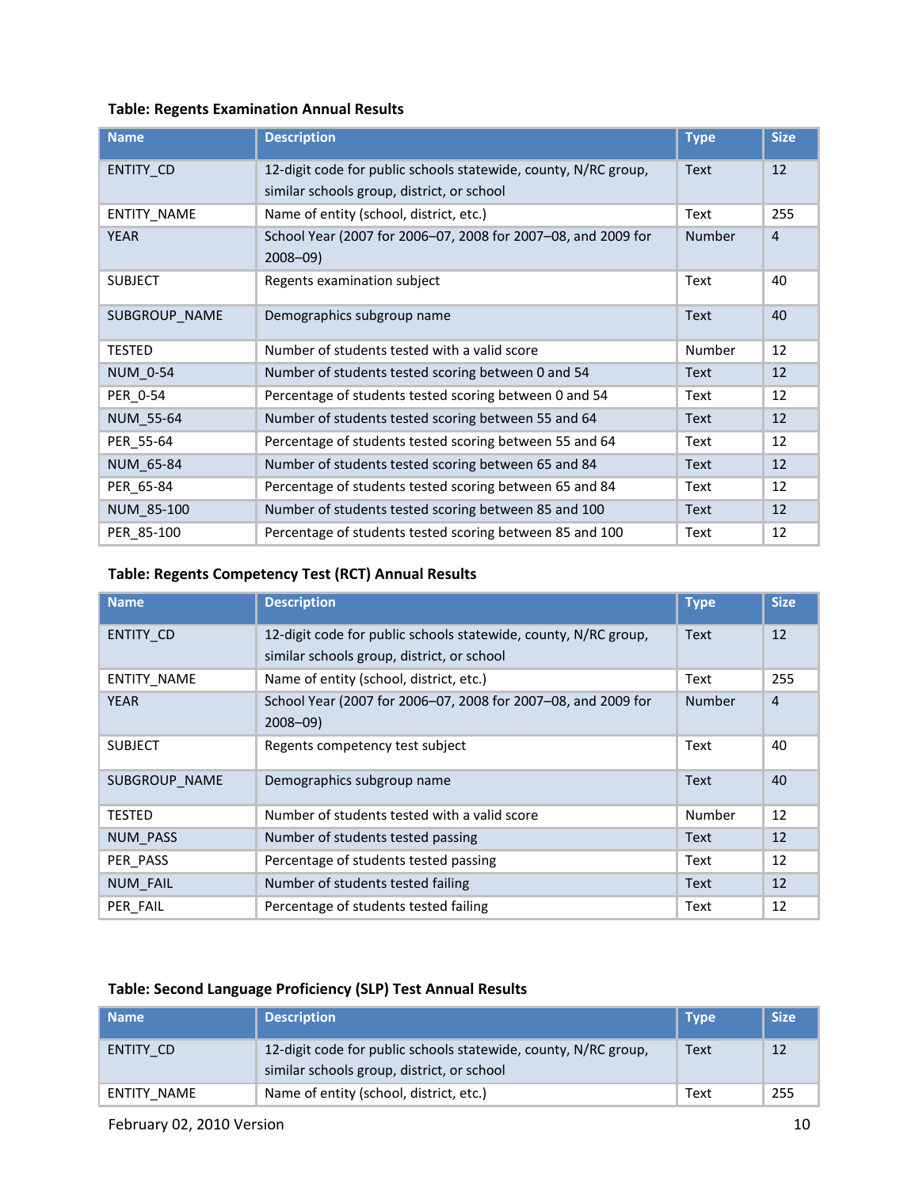**Table: Regents Examination Annual Results**

| Name | Description | Type | Size |
|---|---|---|---|
| ENTITY_CD | 12-digit code for public schools statewide, county, N/RC group, similar schools group, district, or school | Text | 12 |
| ENTITY_NAME | Name of entity (school, district, etc.) | Text | 255 |
| YEAR | School Year (2007 for 2006–07, 2008 for 2007–08, and 2009 for 2008–09) | Number | 4 |
| SUBJECT | Regents examination subject | Text | 40 |
| SUBGROUP_NAME | Demographics subgroup name | Text | 40 |
| TESTED | Number of students tested with a valid score | Number | 12 |
| NUM_0-54 | Number of students tested scoring between 0 and 54 | Text | 12 |
| PER_0-54 | Percentage of students tested scoring between 0 and 54 | Text | 12 |
| NUM_55-64 | Number of students tested scoring between 55 and 64 | Text | 12 |
| PER_55-64 | Percentage of students tested scoring between 55 and 64 | Text | 12 |
| NUM_65-84 | Number of students tested scoring between 65 and 84 | Text | 12 |
| PER_65-84 | Percentage of students tested scoring between 65 and 84 | Text | 12 |
| NUM_85-100 | Number of students tested scoring between 85 and 100 | Text | 12 |
| PER_85-100 | Percentage of students tested scoring between 85 and 100 | Text | 12 |

**Table: Regents Competency Test (RCT) Annual Results**

| Name | Description | Type | Size |
|---|---|---|---|
| ENTITY_CD | 12-digit code for public schools statewide, county, N/RC group, similar schools group, district, or school | Text | 12 |
| ENTITY_NAME | Name of entity (school, district, etc.) | Text | 255 |
| YEAR | School Year (2007 for 2006–07, 2008 for 2007–08, and 2009 for 2008–09) | Number | 4 |
| SUBJECT | Regents competency test subject | Text | 40 |
| SUBGROUP_NAME | Demographics subgroup name | Text | 40 |
| TESTED | Number of students tested with a valid score | Number | 12 |
| NUM_PASS | Number of students tested passing | Text | 12 |
| PER_PASS | Percentage of students tested passing | Text | 12 |
| NUM_FAIL | Number of students tested failing | Text | 12 |
| PER_FAIL | Percentage of students tested failing | Text | 12 |

**Table: Second Language Proficiency (SLP) Test Annual Results**

| Name | Description | Type | Size |
|---|---|---|---|
| ENTITY_CD | 12-digit code for public schools statewide, county, N/RC group, similar schools group, district, or school | Text | 12 |
| ENTITY_NAME | Name of entity (school, district, etc.) | Text | 255 |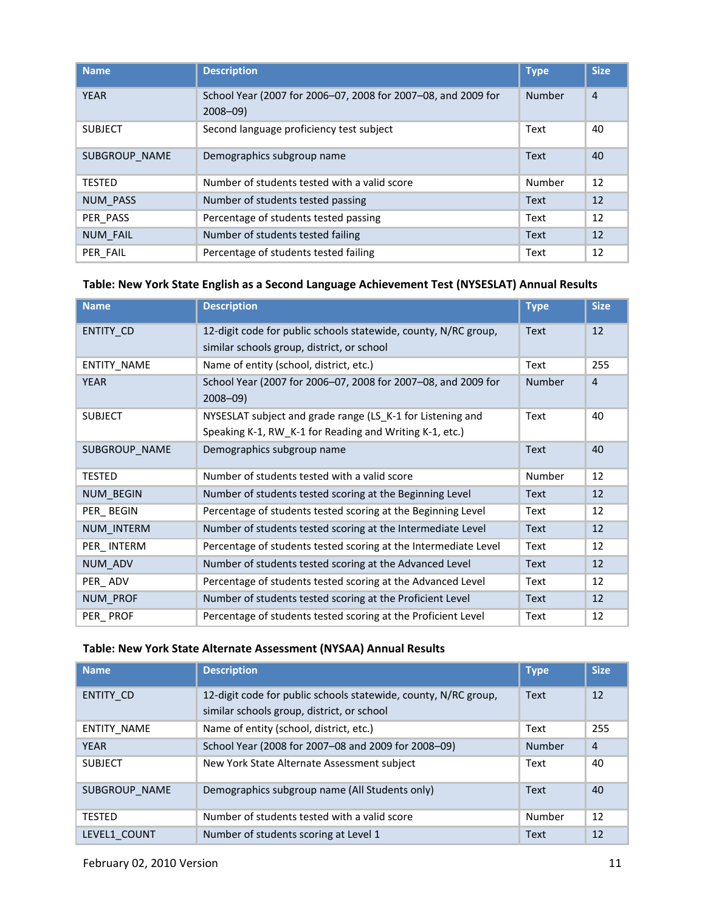| Name | Description | Type | Size |
| --- | --- | --- | --- |
| YEAR | School Year (2007 for 2006–07, 2008 for 2007–08, and 2009 for 2008–09) | Number | 4 |
| SUBJECT | Second language proficiency test subject | Text | 40 |
| SUBGROUP_NAME | Demographics subgroup name | Text | 40 |
| TESTED | Number of students tested with a valid score | Number | 12 |
| NUM_PASS | Number of students tested passing | Text | 12 |
| PER_PASS | Percentage of students tested passing | Text | 12 |
| NUM_FAIL | Number of students tested failing | Text | 12 |
| PER_FAIL | Percentage of students tested failing | Text | 12 |

**Table: New York State English as a Second Language Achievement Test (NYSESLAT) Annual Results**

| Name | Description | Type | Size |
| --- | --- | --- | --- |
| ENTITY_CD | 12-digit code for public schools statewide, county, N/RC group, similar schools group, district, or school | Text | 12 |
| ENTITY_NAME | Name of entity (school, district, etc.) | Text | 255 |
| YEAR | School Year (2007 for 2006–07, 2008 for 2007–08, and 2009 for 2008–09) | Number | 4 |
| SUBJECT | NYSESLAT subject and grade range (LS_K-1 for Listening and Speaking K-1, RW_K-1 for Reading and Writing K-1, etc.) | Text | 40 |
| SUBGROUP_NAME | Demographics subgroup name | Text | 40 |
| TESTED | Number of students tested with a valid score | Number | 12 |
| NUM_BEGIN | Number of students tested scoring at the Beginning Level | Text | 12 |
| PER_ BEGIN | Percentage of students tested scoring at the Beginning Level | Text | 12 |
| NUM_INTERM | Number of students tested scoring at the Intermediate Level | Text | 12 |
| PER_ INTERM | Percentage of students tested scoring at the Intermediate Level | Text | 12 |
| NUM_ADV | Number of students tested scoring at the Advanced Level | Text | 12 |
| PER_ ADV | Percentage of students tested scoring at the Advanced Level | Text | 12 |
| NUM_PROF | Number of students tested scoring at the Proficient Level | Text | 12 |
| PER_ PROF | Percentage of students tested scoring at the Proficient Level | Text | 12 |

**Table: New York State Alternate Assessment (NYSAA) Annual Results**

| Name | Description | Type | Size |
| --- | --- | --- | --- |
| ENTITY_CD | 12-digit code for public schools statewide, county, N/RC group, similar schools group, district, or school | Text | 12 |
| ENTITY_NAME | Name of entity (school, district, etc.) | Text | 255 |
| YEAR | School Year (2008 for 2007–08 and 2009 for 2008–09) | Number | 4 |
| SUBJECT | New York State Alternate Assessment subject | Text | 40 |
| SUBGROUP_NAME | Demographics subgroup name (All Students only) | Text | 40 |
| TESTED | Number of students tested with a valid score | Number | 12 |
| LEVEL1_COUNT | Number of students scoring at Level 1 | Text | 12 |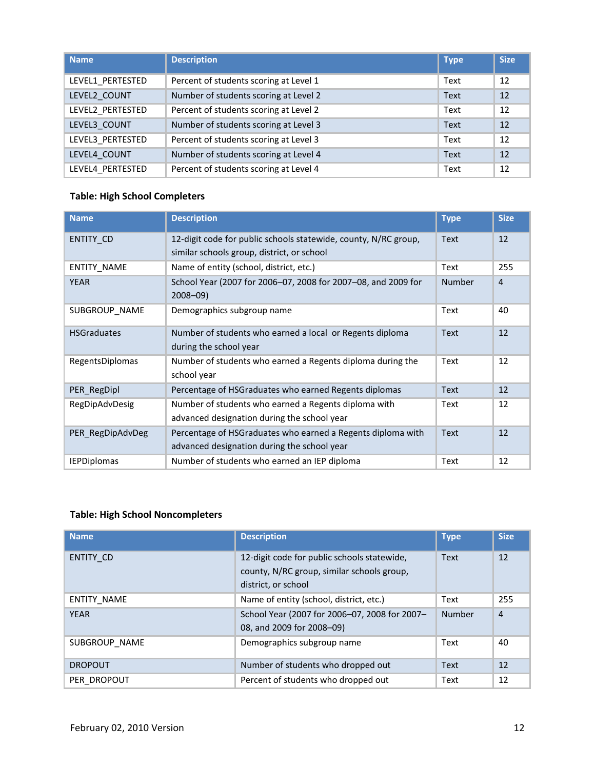| Name | Description | Type | Size |
|---|---|---|---|
| LEVEL1_PERTESTED | Percent of students scoring at Level 1 | Text | 12 |
| LEVEL2_COUNT | Number of students scoring at Level 2 | Text | 12 |
| LEVEL2_PERTESTED | Percent of students scoring at Level 2 | Text | 12 |
| LEVEL3_COUNT | Number of students scoring at Level 3 | Text | 12 |
| LEVEL3_PERTESTED | Percent of students scoring at Level 3 | Text | 12 |
| LEVEL4_COUNT | Number of students scoring at Level 4 | Text | 12 |
| LEVEL4_PERTESTED | Percent of students scoring at Level 4 | Text | 12 |

**Table: High School Completers**

| Name | Description | Type | Size |
|---|---|---|---|
| ENTITY_CD | 12-digit code for public schools statewide, county, N/RC group, similar schools group, district, or school | Text | 12 |
| ENTITY_NAME | Name of entity (school, district, etc.) | Text | 255 |
| YEAR | School Year (2007 for 2006–07, 2008 for 2007–08, and 2009 for 2008–09) | Number | 4 |
| SUBGROUP_NAME | Demographics subgroup name | Text | 40 |
| HSGraduates | Number of students who earned a local or Regents diploma during the school year | Text | 12 |
| RegentsDiplomas | Number of students who earned a Regents diploma during the school year | Text | 12 |
| PER_RegDipl | Percentage of HSGraduates who earned Regents diplomas | Text | 12 |
| RegDipAdvDesig | Number of students who earned a Regents diploma with advanced designation during the school year | Text | 12 |
| PER_RegDipAdvDeg | Percentage of HSGraduates who earned a Regents diploma with advanced designation during the school year | Text | 12 |
| IEPDiplomas | Number of students who earned an IEP diploma | Text | 12 |

**Table: High School Noncompleters**

| Name | Description | Type | Size |
|---|---|---|---|
| ENTITY_CD | 12-digit code for public schools statewide, county, N/RC group, similar schools group, district, or school | Text | 12 |
| ENTITY_NAME | Name of entity (school, district, etc.) | Text | 255 |
| YEAR | School Year (2007 for 2006–07, 2008 for 2007–08, and 2009 for 2008–09) | Number | 4 |
| SUBGROUP_NAME | Demographics subgroup name | Text | 40 |
| DROPOUT | Number of students who dropped out | Text | 12 |
| PER_DROPOUT | Percent of students who dropped out | Text | 12 |

February 02, 2010 Version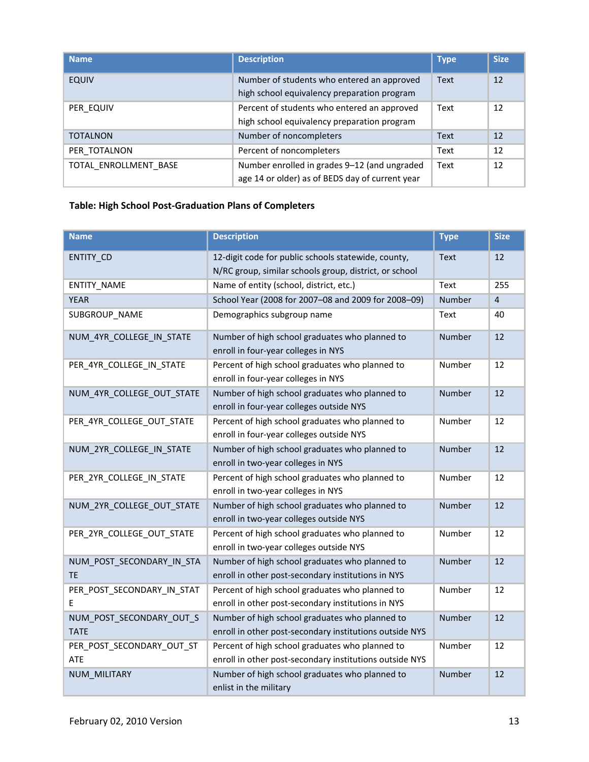| Name | Description | Type | Size |
|---|---|---|---|
| EQUIV | Number of students who entered an approved high school equivalency preparation program | Text | 12 |
| PER_EQUIV | Percent of students who entered an approved high school equivalency preparation program | Text | 12 |
| TOTALNON | Number of noncompleters | Text | 12 |
| PER_TOTALNON | Percent of noncompleters | Text | 12 |
| TOTAL_ENROLLMENT_BASE | Number enrolled in grades 9–12 (and ungraded age 14 or older) as of BEDS day of current year | Text | 12 |

**Table: High School Post-Graduation Plans of Completers**

| Name | Description | Type | Size |
|---|---|---|---|
| ENTITY_CD | 12-digit code for public schools statewide, county, N/RC group, similar schools group, district, or school | Text | 12 |
| ENTITY_NAME | Name of entity (school, district, etc.) | Text | 255 |
| YEAR | School Year (2008 for 2007–08 and 2009 for 2008–09) | Number | 4 |
| SUBGROUP_NAME | Demographics subgroup name | Text | 40 |
| NUM_4YR_COLLEGE_IN_STATE | Number of high school graduates who planned to enroll in four-year colleges in NYS | Number | 12 |
| PER_4YR_COLLEGE_IN_STATE | Percent of high school graduates who planned to enroll in four-year colleges in NYS | Number | 12 |
| NUM_4YR_COLLEGE_OUT_STATE | Number of high school graduates who planned to enroll in four-year colleges outside NYS | Number | 12 |
| PER_4YR_COLLEGE_OUT_STATE | Percent of high school graduates who planned to enroll in four-year colleges outside NYS | Number | 12 |
| NUM_2YR_COLLEGE_IN_STATE | Number of high school graduates who planned to enroll in two-year colleges in NYS | Number | 12 |
| PER_2YR_COLLEGE_IN_STATE | Percent of high school graduates who planned to enroll in two-year colleges in NYS | Number | 12 |
| NUM_2YR_COLLEGE_OUT_STATE | Number of high school graduates who planned to enroll in two-year colleges outside NYS | Number | 12 |
| PER_2YR_COLLEGE_OUT_STATE | Percent of high school graduates who planned to enroll in two-year colleges outside NYS | Number | 12 |
| NUM_POST_SECONDARY_IN_STATE | Number of high school graduates who planned to enroll in other post-secondary institutions in NYS | Number | 12 |
| PER_POST_SECONDARY_IN_STATE | Percent of high school graduates who planned to enroll in other post-secondary institutions in NYS | Number | 12 |
| NUM_POST_SECONDARY_OUT_STATE | Number of high school graduates who planned to enroll in other post-secondary institutions outside NYS | Number | 12 |
| PER_POST_SECONDARY_OUT_STATE | Percent of high school graduates who planned to enroll in other post-secondary institutions outside NYS | Number | 12 |
| NUM_MILITARY | Number of high school graduates who planned to enlist in the military | Number | 12 |

February 02, 2010 Version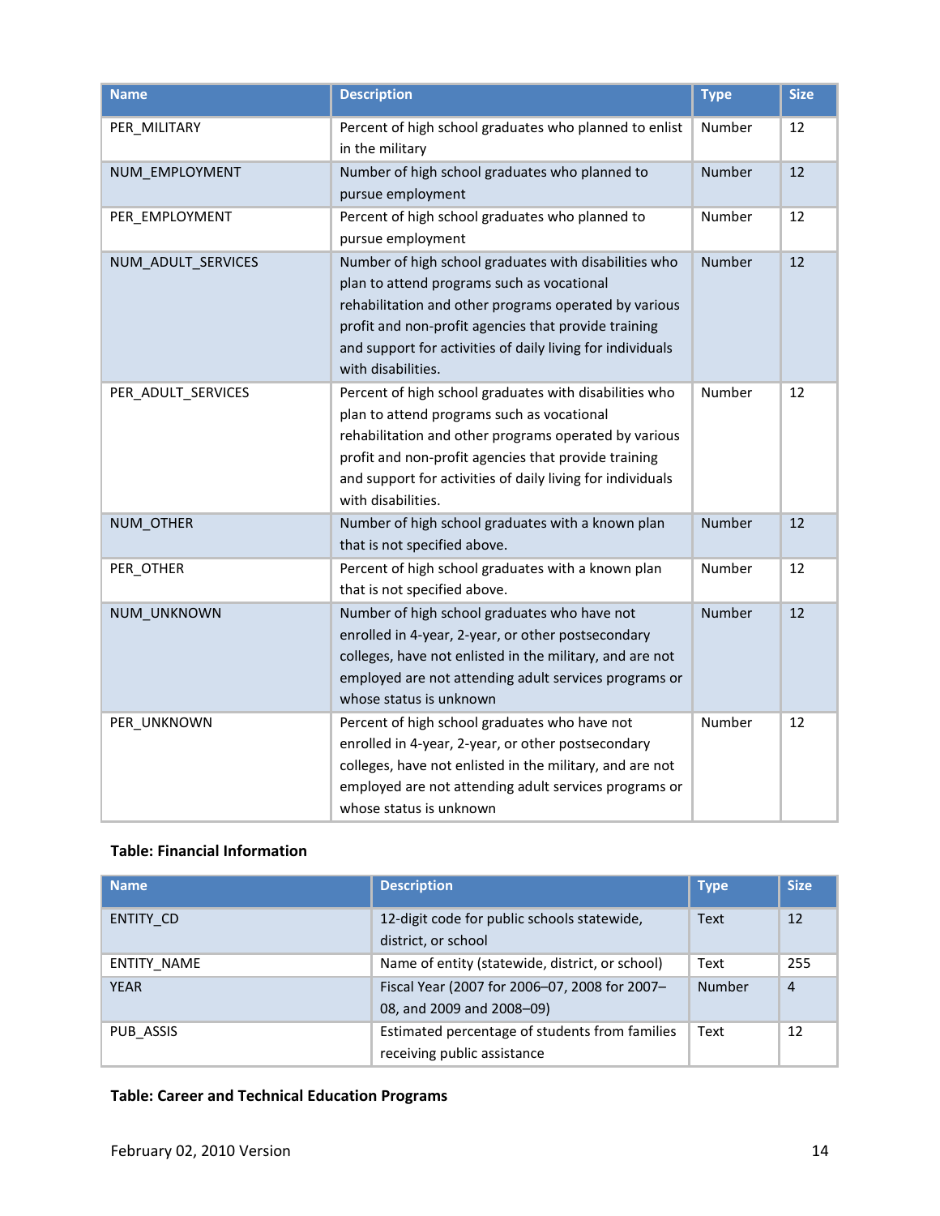| Name | Description | Type | Size |
|---|---|---|---|
| PER_MILITARY | Percent of high school graduates who planned to enlist in the military | Number | 12 |
| NUM_EMPLOYMENT | Number of high school graduates who planned to pursue employment | Number | 12 |
| PER_EMPLOYMENT | Percent of high school graduates who planned to pursue employment | Number | 12 |
| NUM_ADULT_SERVICES | Number of high school graduates with disabilities who plan to attend programs such as vocational rehabilitation and other programs operated by various profit and non-profit agencies that provide training and support for activities of daily living for individuals with disabilities. | Number | 12 |
| PER_ADULT_SERVICES | Percent of high school graduates with disabilities who plan to attend programs such as vocational rehabilitation and other programs operated by various profit and non-profit agencies that provide training and support for activities of daily living for individuals with disabilities. | Number | 12 |
| NUM_OTHER | Number of high school graduates with a known plan that is not specified above. | Number | 12 |
| PER_OTHER | Percent of high school graduates with a known plan that is not specified above. | Number | 12 |
| NUM_UNKNOWN | Number of high school graduates who have not enrolled in 4-year, 2-year, or other postsecondary colleges, have not enlisted in the military, and are not employed are not attending adult services programs or whose status is unknown | Number | 12 |
| PER_UNKNOWN | Percent of high school graduates who have not enrolled in 4-year, 2-year, or other postsecondary colleges, have not enlisted in the military, and are not employed are not attending adult services programs or whose status is unknown | Number | 12 |

**Table: Financial Information**

| Name | Description | Type | Size |
|---|---|---|---|
| ENTITY_CD | 12-digit code for public schools statewide, district, or school | Text | 12 |
| ENTITY_NAME | Name of entity (statewide, district, or school) | Text | 255 |
| YEAR | Fiscal Year (2007 for 2006–07, 2008 for 2007–08, and 2009 and 2008–09) | Number | 4 |
| PUB_ASSIS | Estimated percentage of students from families receiving public assistance | Text | 12 |

**Table: Career and Technical Education Programs**

February 02, 2010 Version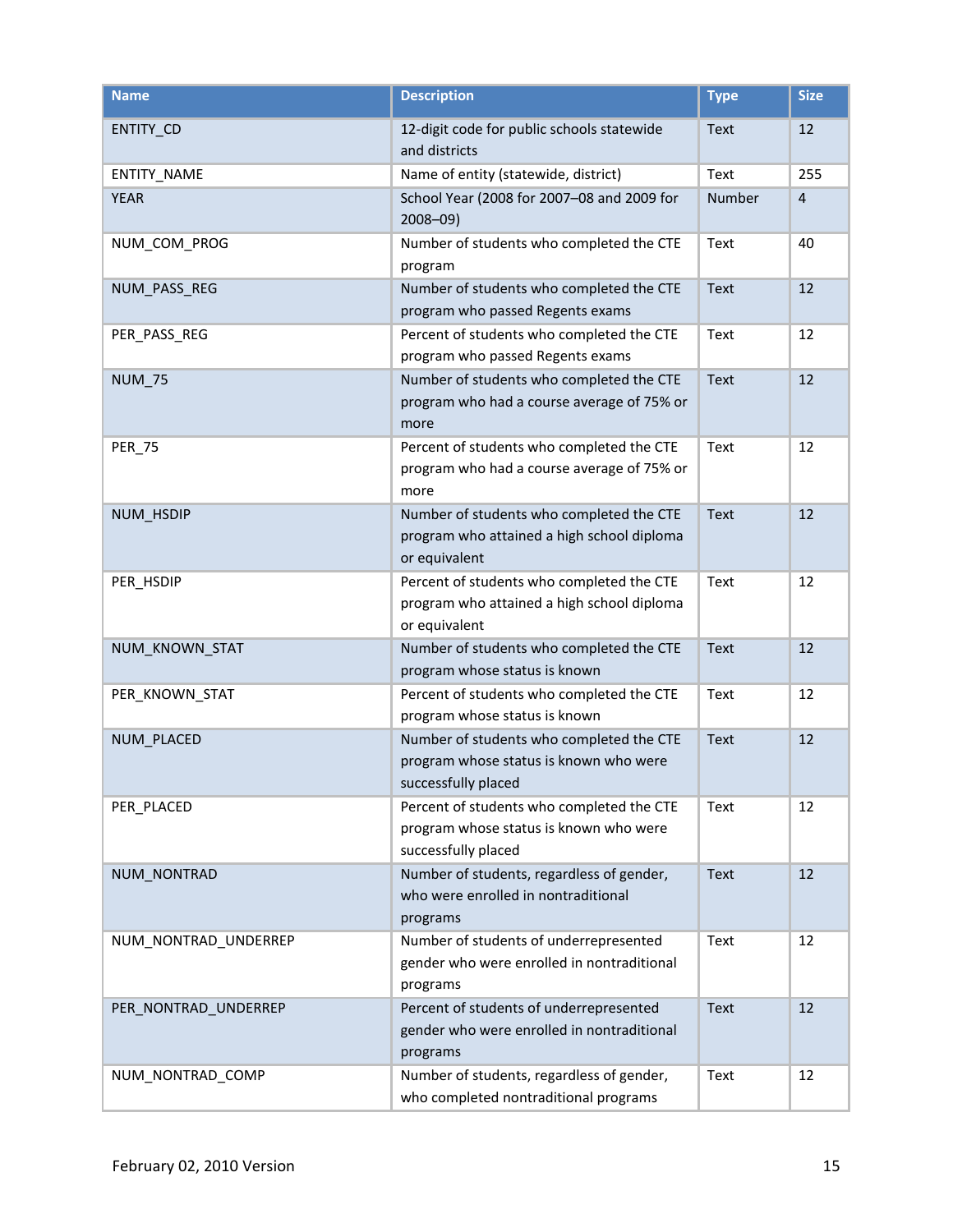| Name | Description | Type | Size |
|---|---|---|---|
| ENTITY_CD | 12-digit code for public schools statewide and districts | Text | 12 |
| ENTITY_NAME | Name of entity (statewide, district) | Text | 255 |
| YEAR | School Year (2008 for 2007–08 and 2009 for 2008–09) | Number | 4 |
| NUM_COM_PROG | Number of students who completed the CTE program | Text | 40 |
| NUM_PASS_REG | Number of students who completed the CTE program who passed Regents exams | Text | 12 |
| PER_PASS_REG | Percent of students who completed the CTE program who passed Regents exams | Text | 12 |
| NUM_75 | Number of students who completed the CTE program who had a course average of 75% or more | Text | 12 |
| PER_75 | Percent of students who completed the CTE program who had a course average of 75% or more | Text | 12 |
| NUM_HSDIP | Number of students who completed the CTE program who attained a high school diploma or equivalent | Text | 12 |
| PER_HSDIP | Percent of students who completed the CTE program who attained a high school diploma or equivalent | Text | 12 |
| NUM_KNOWN_STAT | Number of students who completed the CTE program whose status is known | Text | 12 |
| PER_KNOWN_STAT | Percent of students who completed the CTE program whose status is known | Text | 12 |
| NUM_PLACED | Number of students who completed the CTE program whose status is known who were successfully placed | Text | 12 |
| PER_PLACED | Percent of students who completed the CTE program whose status is known who were successfully placed | Text | 12 |
| NUM_NONTRAD | Number of students, regardless of gender, who were enrolled in nontraditional programs | Text | 12 |
| NUM_NONTRAD_UNDERREP | Number of students of underrepresented gender who were enrolled in nontraditional programs | Text | 12 |
| PER_NONTRAD_UNDERREP | Percent of students of underrepresented gender who were enrolled in nontraditional programs | Text | 12 |
| NUM_NONTRAD_COMP | Number of students, regardless of gender, who completed nontraditional programs | Text | 12 |

February 02, 2010 Version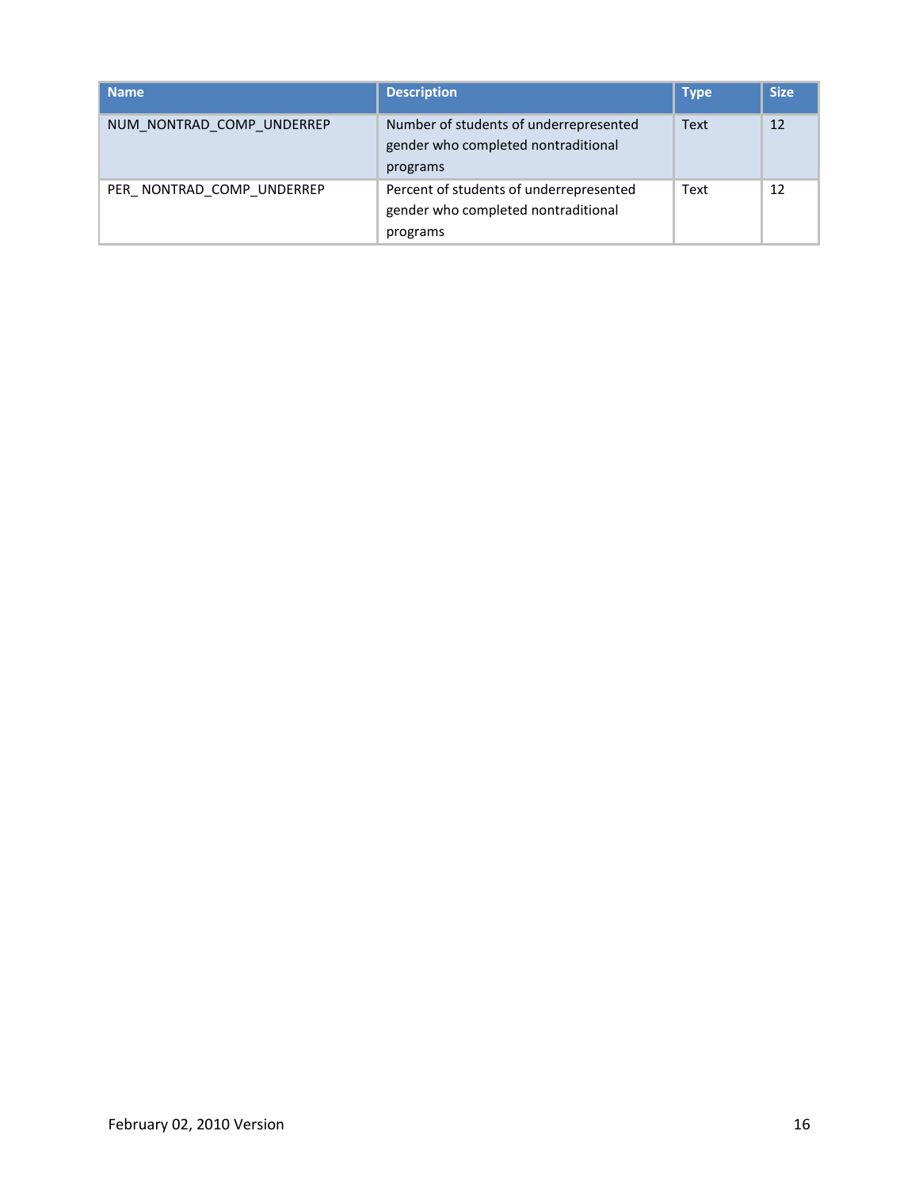| Name | Description | Type | Size |
|---|---|---|---|
| NUM_NONTRAD_COMP_UNDERREP | Number of students of underrepresented gender who completed nontraditional programs | Text | 12 |
| PER_ NONTRAD_COMP_UNDERREP | Percent of students of underrepresented gender who completed nontraditional programs | Text | 12 |

February 02, 2010 Version